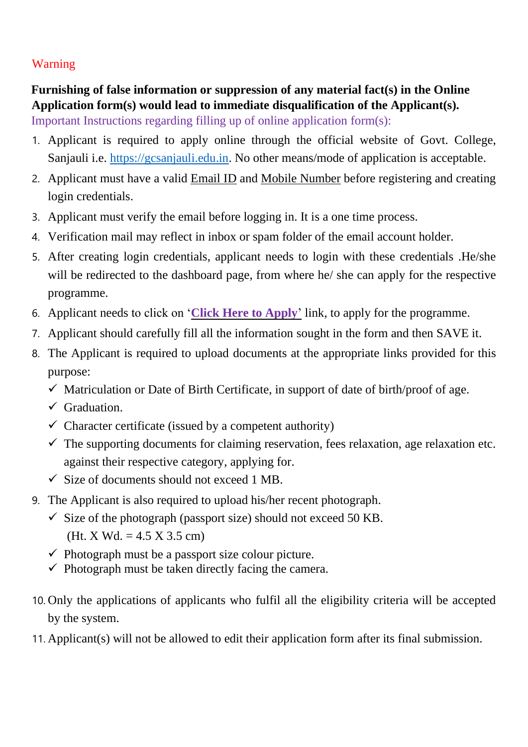Warning

**Furnishing of false information or suppression of any material fact(s) in the Online Application form(s) would lead to immediate disqualification of the Applicant(s).**

Important Instructions regarding filling up of online application form(s):

1. Applicant is required to apply online through the official website of Govt. College, Sanjauli i.e. https://gcsanjauli.edu.in. No other means/mode of application is acceptable.
2. Applicant must have a valid Email ID and Mobile Number before registering and creating login credentials.
3. Applicant must verify the email before logging in. It is a one time process.
4. Verification mail may reflect in inbox or spam folder of the email account holder.
5. After creating login credentials, applicant needs to login with these credentials .He/she will be redirected to the dashboard page, from where he/ she can apply for the respective programme.
6. Applicant needs to click on '**Click Here to Apply**' link, to apply for the programme.
7. Applicant should carefully fill all the information sought in the form and then SAVE it.
8. The Applicant is required to upload documents at the appropriate links provided for this purpose:
   - ✓ Matriculation or Date of Birth Certificate, in support of date of birth/proof of age.
   - ✓ Graduation.
   - ✓ Character certificate (issued by a competent authority)
   - ✓ The supporting documents for claiming reservation, fees relaxation, age relaxation etc. against their respective category, applying for.
   - ✓ Size of documents should not exceed 1 MB.
9. The Applicant is also required to upload his/her recent photograph.
   - ✓ Size of the photograph (passport size) should not exceed 50 KB. (Ht. X Wd. = 4.5 X 3.5 cm)
   - ✓ Photograph must be a passport size colour picture.
   - ✓ Photograph must be taken directly facing the camera.
10. Only the applications of applicants who fulfil all the eligibility criteria will be accepted by the system.
11. Applicant(s) will not be allowed to edit their application form after its final submission.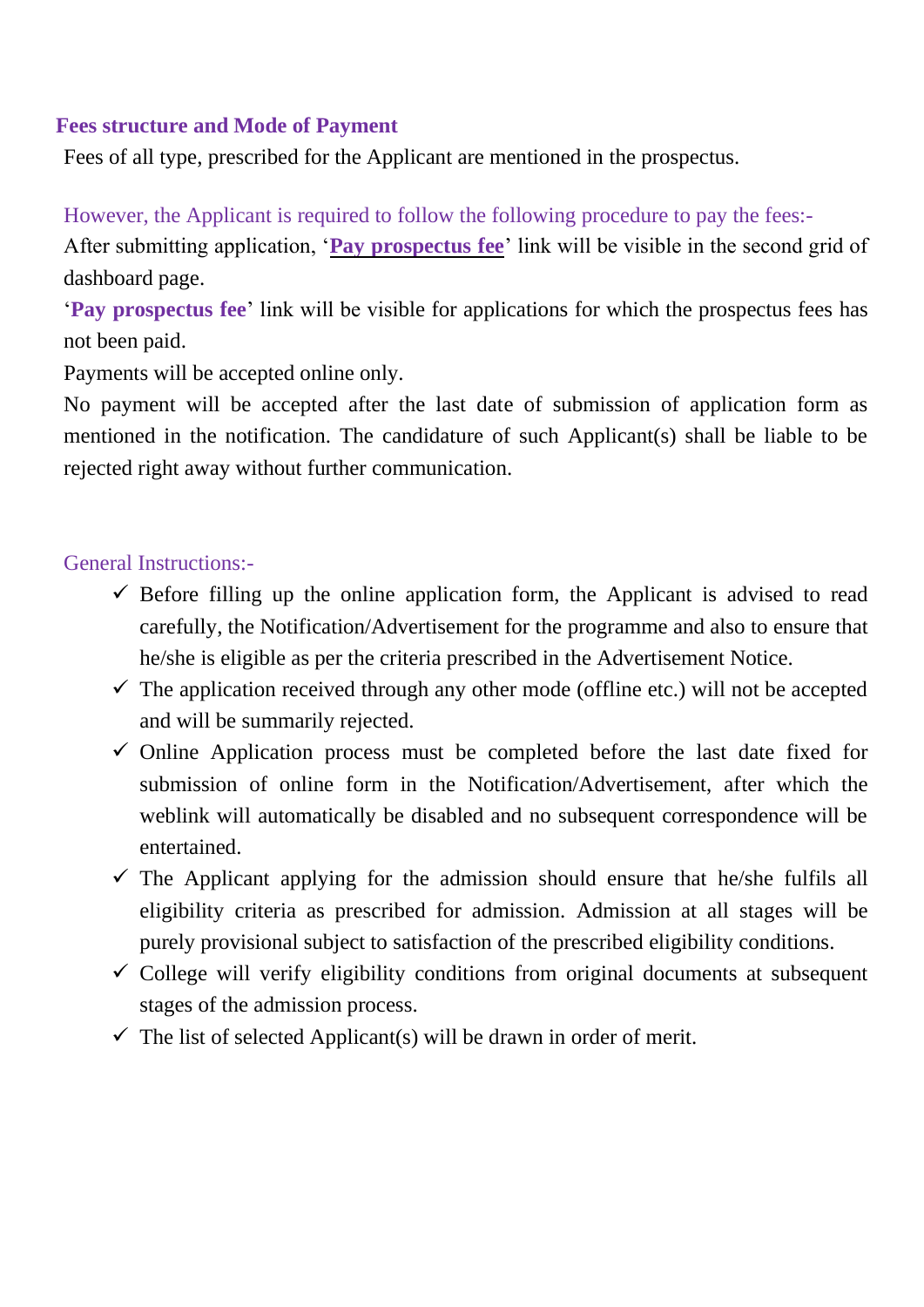## Fees structure and Mode of Payment

Fees of all type, prescribed for the Applicant are mentioned in the prospectus.

However, the Applicant is required to follow the following procedure to pay the fees:-

After submitting application, '**Pay prospectus fee**' link will be visible in the second grid of dashboard page.

'**Pay prospectus fee**' link will be visible for applications for which the prospectus fees has not been paid.

Payments will be accepted online only.

No payment will be accepted after the last date of submission of application form as mentioned in the notification. The candidature of such Applicant(s) shall be liable to be rejected right away without further communication.

### General Instructions:-

- ✓ Before filling up the online application form, the Applicant is advised to read carefully, the Notification/Advertisement for the programme and also to ensure that he/she is eligible as per the criteria prescribed in the Advertisement Notice.
- ✓ The application received through any other mode (offline etc.) will not be accepted and will be summarily rejected.
- ✓ Online Application process must be completed before the last date fixed for submission of online form in the Notification/Advertisement, after which the weblink will automatically be disabled and no subsequent correspondence will be entertained.
- ✓ The Applicant applying for the admission should ensure that he/she fulfils all eligibility criteria as prescribed for admission. Admission at all stages will be purely provisional subject to satisfaction of the prescribed eligibility conditions.
- ✓ College will verify eligibility conditions from original documents at subsequent stages of the admission process.
- ✓ The list of selected Applicant(s) will be drawn in order of merit.